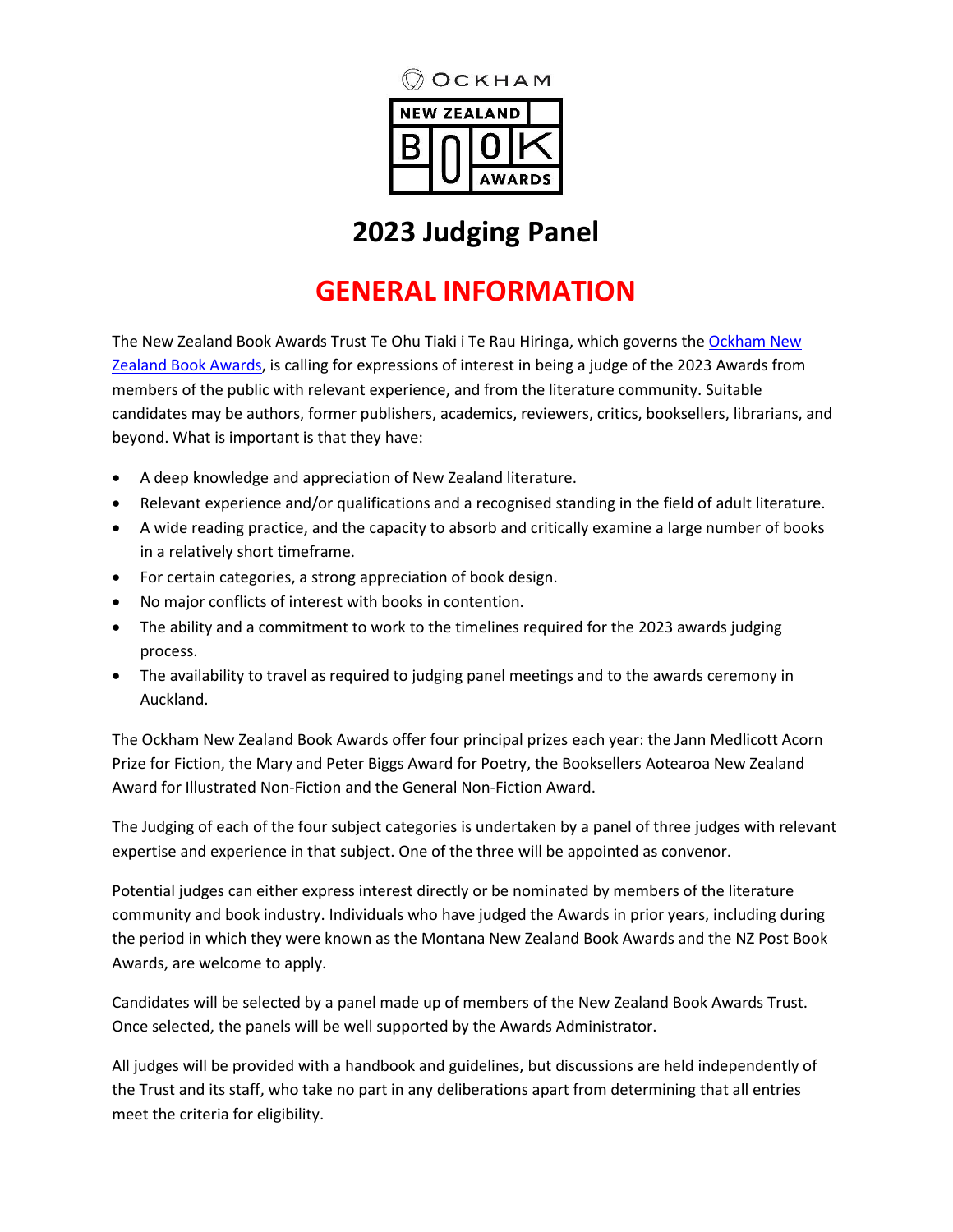OCKHAM NEW ZEALAND BOOK AWARDS

# 2023 Judging Panel

## GENERAL INFORMATION

The New Zealand Book Awards Trust Te Ohu Tiaki i Te Rau Hiringa, which governs the Ockham New Zealand Book Awards, is calling for expressions of interest in being a judge of the 2023 Awards from members of the public with relevant experience, and from the literature community. Suitable candidates may be authors, former publishers, academics, reviewers, critics, booksellers, librarians, and beyond. What is important is that they have:

- A deep knowledge and appreciation of New Zealand literature.
- Relevant experience and/or qualifications and a recognised standing in the field of adult literature.
- A wide reading practice, and the capacity to absorb and critically examine a large number of books in a relatively short timeframe.
- For certain categories, a strong appreciation of book design.
- No major conflicts of interest with books in contention.
- The ability and a commitment to work to the timelines required for the 2023 awards judging process.
- The availability to travel as required to judging panel meetings and to the awards ceremony in Auckland.

The Ockham New Zealand Book Awards offer four principal prizes each year: the Jann Medlicott Acorn Prize for Fiction, the Mary and Peter Biggs Award for Poetry, the Booksellers Aotearoa New Zealand Award for Illustrated Non-Fiction and the General Non-Fiction Award.

The Judging of each of the four subject categories is undertaken by a panel of three judges with relevant expertise and experience in that subject. One of the three will be appointed as convenor.

Potential judges can either express interest directly or be nominated by members of the literature community and book industry. Individuals who have judged the Awards in prior years, including during the period in which they were known as the Montana New Zealand Book Awards and the NZ Post Book Awards, are welcome to apply.

Candidates will be selected by a panel made up of members of the New Zealand Book Awards Trust. Once selected, the panels will be well supported by the Awards Administrator.

All judges will be provided with a handbook and guidelines, but discussions are held independently of the Trust and its staff, who take no part in any deliberations apart from determining that all entries meet the criteria for eligibility.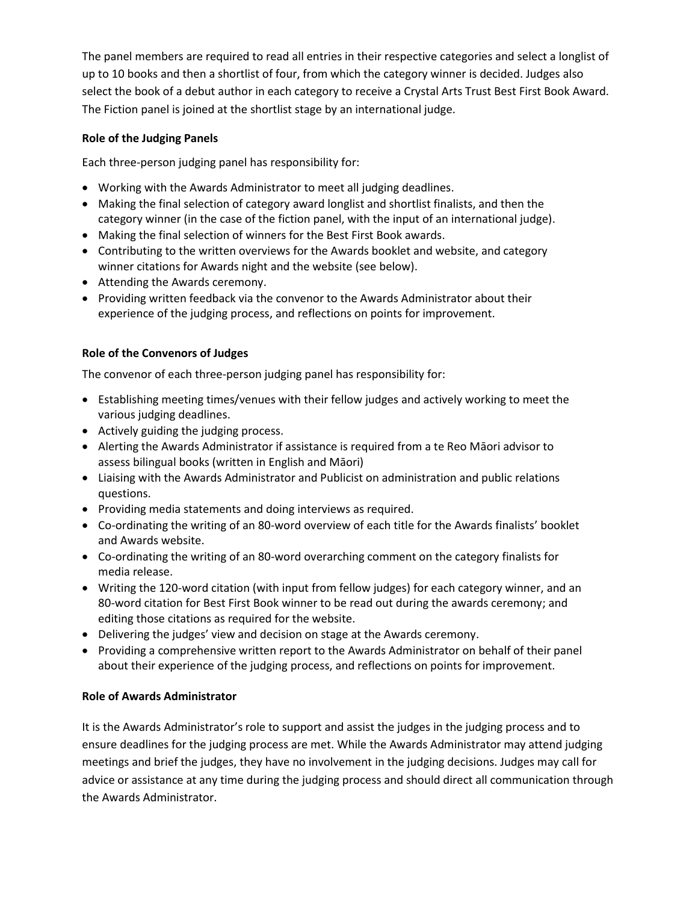The panel members are required to read all entries in their respective categories and select a longlist of up to 10 books and then a shortlist of four, from which the category winner is decided. Judges also select the book of a debut author in each category to receive a Crystal Arts Trust Best First Book Award. The Fiction panel is joined at the shortlist stage by an international judge.

**Role of the Judging Panels**

Each three-person judging panel has responsibility for:

- Working with the Awards Administrator to meet all judging deadlines.
- Making the final selection of category award longlist and shortlist finalists, and then the category winner (in the case of the fiction panel, with the input of an international judge).
- Making the final selection of winners for the Best First Book awards.
- Contributing to the written overviews for the Awards booklet and website, and category winner citations for Awards night and the website (see below).
- Attending the Awards ceremony.
- Providing written feedback via the convenor to the Awards Administrator about their experience of the judging process, and reflections on points for improvement.

**Role of the Convenors of Judges**

The convenor of each three-person judging panel has responsibility for:

- Establishing meeting times/venues with their fellow judges and actively working to meet the various judging deadlines.
- Actively guiding the judging process.
- Alerting the Awards Administrator if assistance is required from a te Reo Māori advisor to assess bilingual books (written in English and Māori)
- Liaising with the Awards Administrator and Publicist on administration and public relations questions.
- Providing media statements and doing interviews as required.
- Co-ordinating the writing of an 80-word overview of each title for the Awards finalists' booklet and Awards website.
- Co-ordinating the writing of an 80-word overarching comment on the category finalists for media release.
- Writing the 120-word citation (with input from fellow judges) for each category winner, and an 80-word citation for Best First Book winner to be read out during the awards ceremony; and editing those citations as required for the website.
- Delivering the judges' view and decision on stage at the Awards ceremony.
- Providing a comprehensive written report to the Awards Administrator on behalf of their panel about their experience of the judging process, and reflections on points for improvement.

**Role of Awards Administrator**

It is the Awards Administrator's role to support and assist the judges in the judging process and to ensure deadlines for the judging process are met. While the Awards Administrator may attend judging meetings and brief the judges, they have no involvement in the judging decisions. Judges may call for advice or assistance at any time during the judging process and should direct all communication through the Awards Administrator.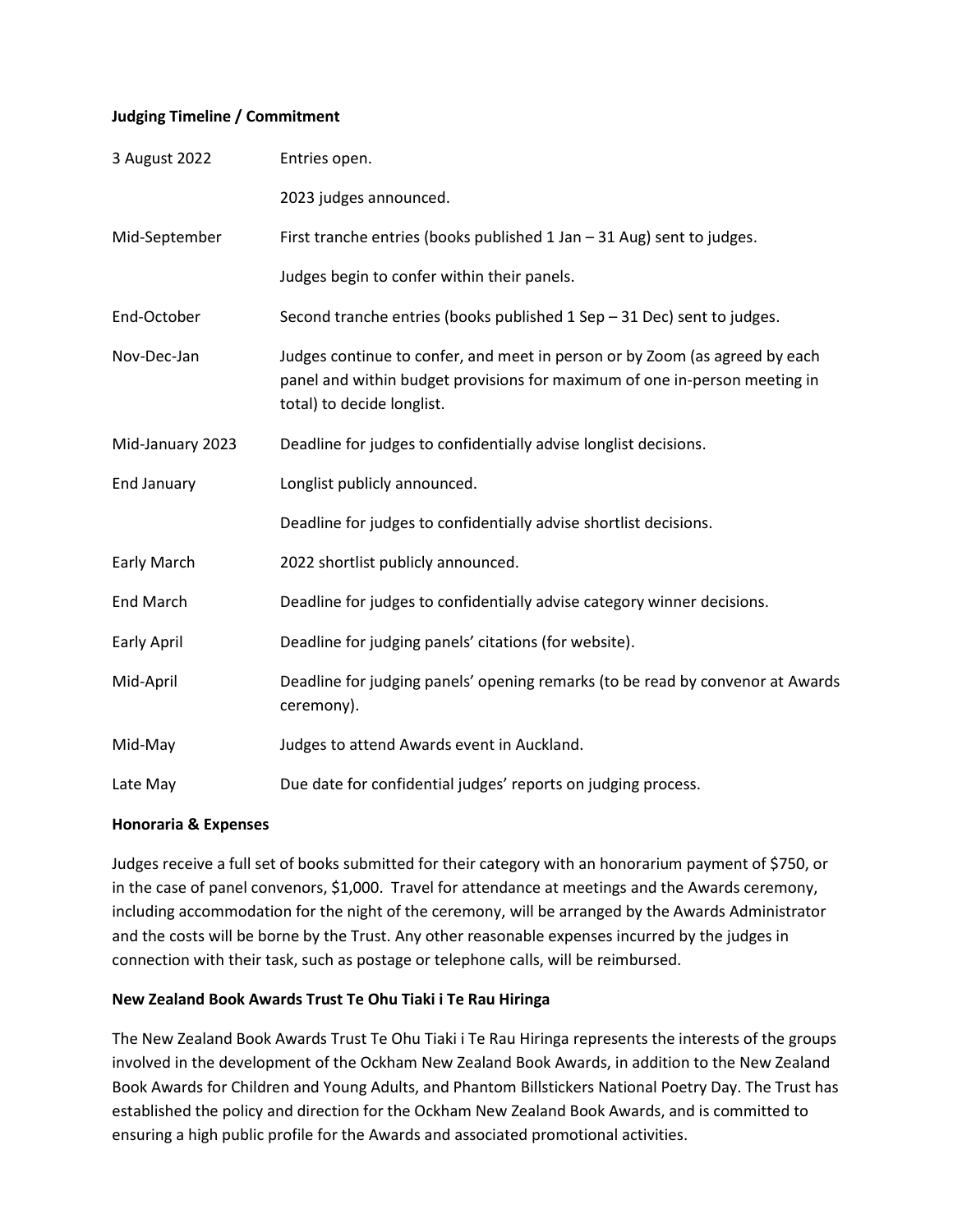**Judging Timeline / Commitment**

| | |
|---|---|
| 3 August 2022 | Entries open. |
| | 2023 judges announced. |
| Mid-September | First tranche entries (books published 1 Jan – 31 Aug) sent to judges. |
| | Judges begin to confer within their panels. |
| End-October | Second tranche entries (books published 1 Sep – 31 Dec) sent to judges. |
| Nov-Dec-Jan | Judges continue to confer, and meet in person or by Zoom (as agreed by each panel and within budget provisions for maximum of one in-person meeting in total) to decide longlist. |
| Mid-January 2023 | Deadline for judges to confidentially advise longlist decisions. |
| End January | Longlist publicly announced. |
| | Deadline for judges to confidentially advise shortlist decisions. |
| Early March | 2022 shortlist publicly announced. |
| End March | Deadline for judges to confidentially advise category winner decisions. |
| Early April | Deadline for judging panels' citations (for website). |
| Mid-April | Deadline for judging panels' opening remarks (to be read by convenor at Awards ceremony). |
| Mid-May | Judges to attend Awards event in Auckland. |
| Late May | Due date for confidential judges' reports on judging process. |

**Honoraria & Expenses**

Judges receive a full set of books submitted for their category with an honorarium payment of $750, or in the case of panel convenors, $1,000. Travel for attendance at meetings and the Awards ceremony, including accommodation for the night of the ceremony, will be arranged by the Awards Administrator and the costs will be borne by the Trust. Any other reasonable expenses incurred by the judges in connection with their task, such as postage or telephone calls, will be reimbursed.

**New Zealand Book Awards Trust Te Ohu Tiaki i Te Rau Hiringa**

The New Zealand Book Awards Trust Te Ohu Tiaki i Te Rau Hiringa represents the interests of the groups involved in the development of the Ockham New Zealand Book Awards, in addition to the New Zealand Book Awards for Children and Young Adults, and Phantom Billstickers National Poetry Day. The Trust has established the policy and direction for the Ockham New Zealand Book Awards, and is committed to ensuring a high public profile for the Awards and associated promotional activities.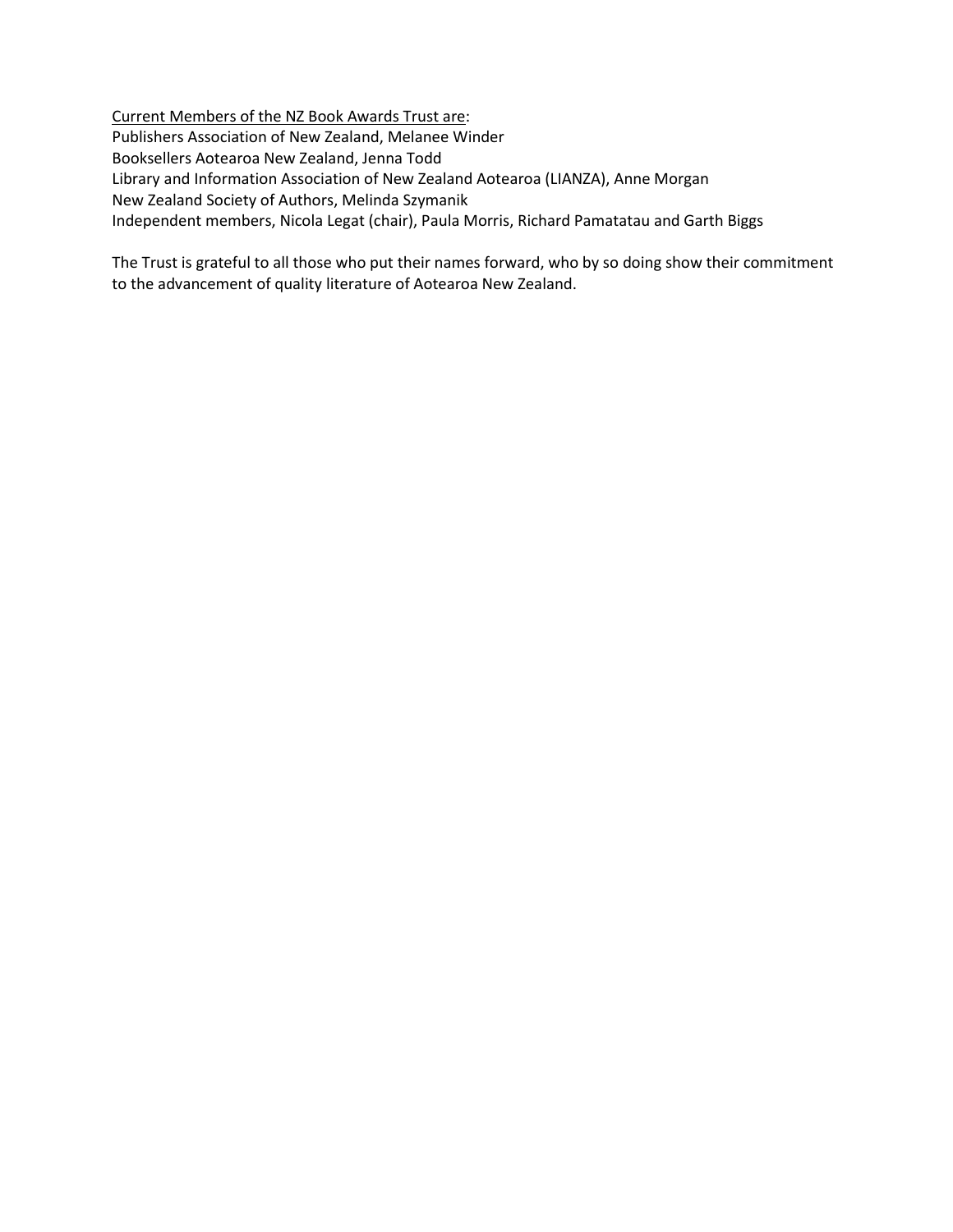<u>Current Members of the NZ Book Awards Trust are</u>:
Publishers Association of New Zealand, Melanee Winder
Booksellers Aotearoa New Zealand, Jenna Todd
Library and Information Association of New Zealand Aotearoa (LIANZA), Anne Morgan
New Zealand Society of Authors, Melinda Szymanik
Independent members, Nicola Legat (chair), Paula Morris, Richard Pamatatau and Garth Biggs

The Trust is grateful to all those who put their names forward, who by so doing show their commitment to the advancement of quality literature of Aotearoa New Zealand.